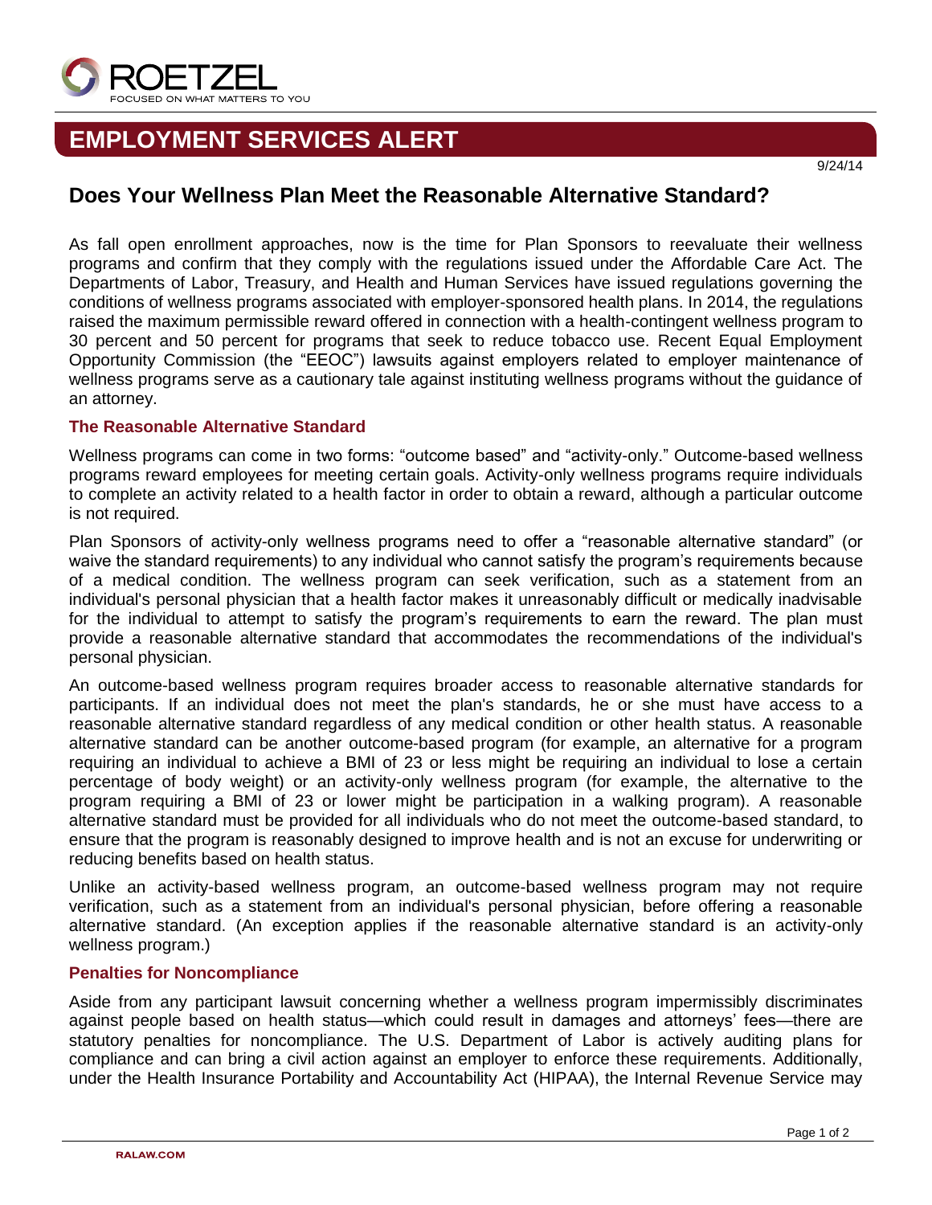# EMPLOYMENT SERVICES ALERT

9/24/14

## Does Your Wellness Plan Meet the Reasonable Alternative Standard?

As fall open enrollment approaches, now is the time for Plan Sponsors to reevaluate their wellness programs and confirm that they comply with the regulations issued under the Affordable Care Act. The Departments of Labor, Treasury, and Health and Human Services have issued regulations governing the conditions of wellness programs associated with employer-sponsored health plans. In 2014, the regulations raised the maximum permissible reward offered in connection with a health-contingent wellness program to 30 percent and 50 percent for programs that seek to reduce tobacco use. Recent Equal Employment Opportunity Commission (the "EEOC") lawsuits against employers related to employer maintenance of wellness programs serve as a cautionary tale against instituting wellness programs without the guidance of an attorney.

### The Reasonable Alternative Standard

Wellness programs can come in two forms: "outcome based" and "activity-only." Outcome-based wellness programs reward employees for meeting certain goals. Activity-only wellness programs require individuals to complete an activity related to a health factor in order to obtain a reward, although a particular outcome is not required.

Plan Sponsors of activity-only wellness programs need to offer a "reasonable alternative standard" (or waive the standard requirements) to any individual who cannot satisfy the program's requirements because of a medical condition. The wellness program can seek verification, such as a statement from an individual's personal physician that a health factor makes it unreasonably difficult or medically inadvisable for the individual to attempt to satisfy the program's requirements to earn the reward. The plan must provide a reasonable alternative standard that accommodates the recommendations of the individual's personal physician.

An outcome-based wellness program requires broader access to reasonable alternative standards for participants. If an individual does not meet the plan's standards, he or she must have access to a reasonable alternative standard regardless of any medical condition or other health status. A reasonable alternative standard can be another outcome-based program (for example, an alternative for a program requiring an individual to achieve a BMI of 23 or less might be requiring an individual to lose a certain percentage of body weight) or an activity-only wellness program (for example, the alternative to the program requiring a BMI of 23 or lower might be participation in a walking program). A reasonable alternative standard must be provided for all individuals who do not meet the outcome-based standard, to ensure that the program is reasonably designed to improve health and is not an excuse for underwriting or reducing benefits based on health status.

Unlike an activity-based wellness program, an outcome-based wellness program may not require verification, such as a statement from an individual's personal physician, before offering a reasonable alternative standard. (An exception applies if the reasonable alternative standard is an activity-only wellness program.)

### Penalties for Noncompliance

Aside from any participant lawsuit concerning whether a wellness program impermissibly discriminates against people based on health status—which could result in damages and attorneys' fees—there are statutory penalties for noncompliance. The U.S. Department of Labor is actively auditing plans for compliance and can bring a civil action against an employer to enforce these requirements. Additionally, under the Health Insurance Portability and Accountability Act (HIPAA), the Internal Revenue Service may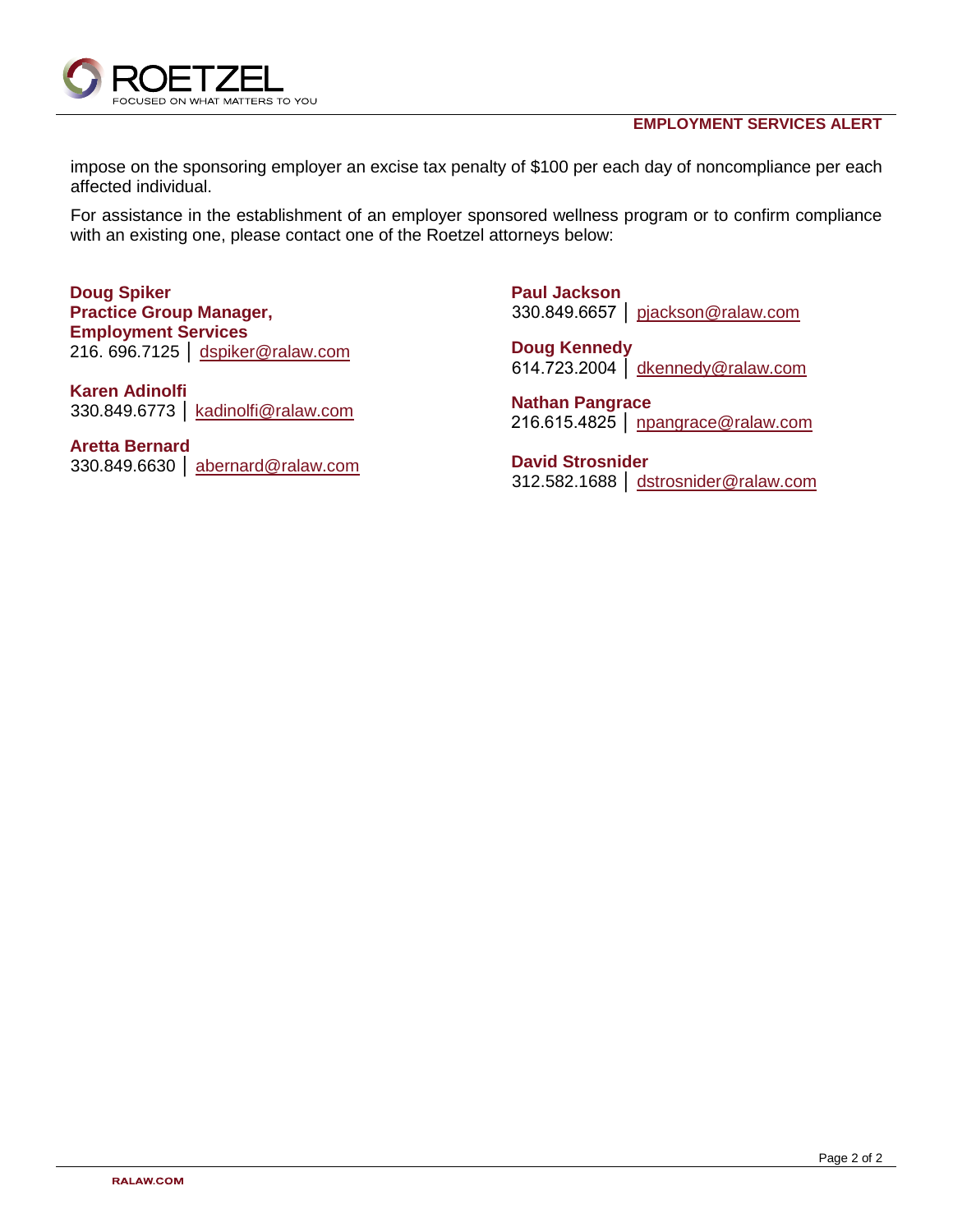impose on the sponsoring employer an excise tax penalty of $100 per each day of noncompliance per each affected individual.

For assistance in the establishment of an employer sponsored wellness program or to confirm compliance with an existing one, please contact one of the Roetzel attorneys below:

**Doug Spiker**
**Practice Group Manager,**
**Employment Services**
216. 696.7125 │ dspiker@ralaw.com

**Karen Adinolfi**
330.849.6773 │ kadinolfi@ralaw.com

**Aretta Bernard**
330.849.6630 │ abernard@ralaw.com

**Paul Jackson**
330.849.6657 │ pjackson@ralaw.com

**Doug Kennedy**
614.723.2004 │ dkennedy@ralaw.com

**Nathan Pangrace**
216.615.4825 │ npangrace@ralaw.com

**David Strosnider**
312.582.1688 │ dstrosnider@ralaw.com